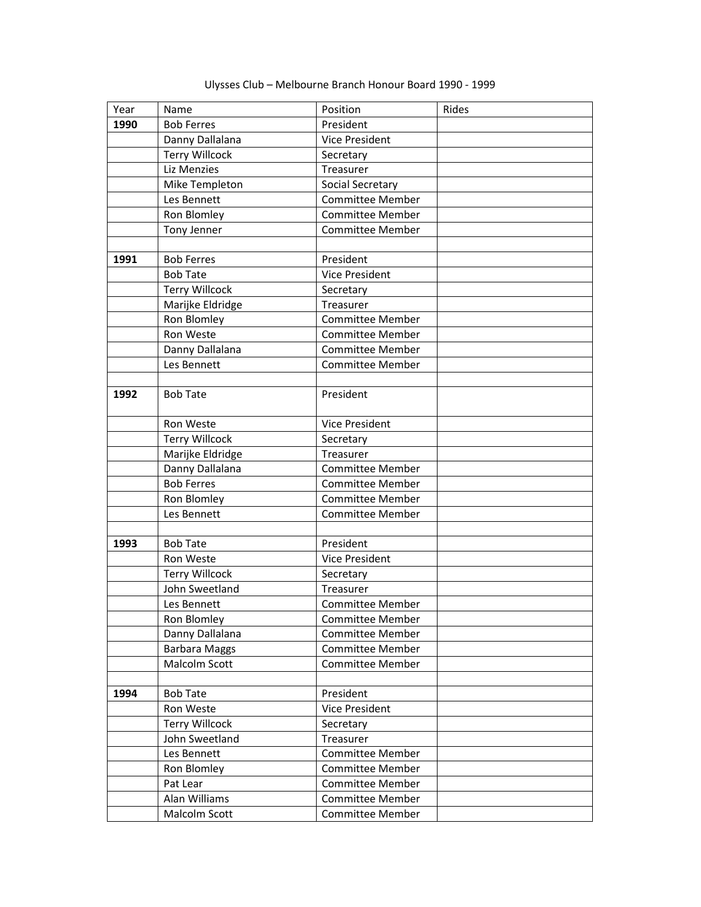Ulysses Club – Melbourne Branch Honour Board 1990 - 1999

| Year | Name | Position | Rides |
|---|---|---|---|
| **1990** | Bob Ferres | President | |
| | Danny Dallalana | Vice President | |
| | Terry Willcock | Secretary | |
| | Liz Menzies | Treasurer | |
| | Mike Templeton | Social Secretary | |
| | Les Bennett | Committee Member | |
| | Ron Blomley | Committee Member | |
| | Tony Jenner | Committee Member | |
| | | | |
| **1991** | Bob Ferres | President | |
| | Bob Tate | Vice President | |
| | Terry Willcock | Secretary | |
| | Marijke Eldridge | Treasurer | |
| | Ron Blomley | Committee Member | |
| | Ron Weste | Committee Member | |
| | Danny Dallalana | Committee Member | |
| | Les Bennett | Committee Member | |
| | | | |
| **1992** | Bob Tate | President | |
| | Ron Weste | Vice President | |
| | Terry Willcock | Secretary | |
| | Marijke Eldridge | Treasurer | |
| | Danny Dallalana | Committee Member | |
| | Bob Ferres | Committee Member | |
| | Ron Blomley | Committee Member | |
| | Les Bennett | Committee Member | |
| | | | |
| **1993** | Bob Tate | President | |
| | Ron Weste | Vice President | |
| | Terry Willcock | Secretary | |
| | John Sweetland | Treasurer | |
| | Les Bennett | Committee Member | |
| | Ron Blomley | Committee Member | |
| | Danny Dallalana | Committee Member | |
| | Barbara Maggs | Committee Member | |
| | Malcolm Scott | Committee Member | |
| | | | |
| **1994** | Bob Tate | President | |
| | Ron Weste | Vice President | |
| | Terry Willcock | Secretary | |
| | John Sweetland | Treasurer | |
| | Les Bennett | Committee Member | |
| | Ron Blomley | Committee Member | |
| | Pat Lear | Committee Member | |
| | Alan Williams | Committee Member | |
| | Malcolm Scott | Committee Member | |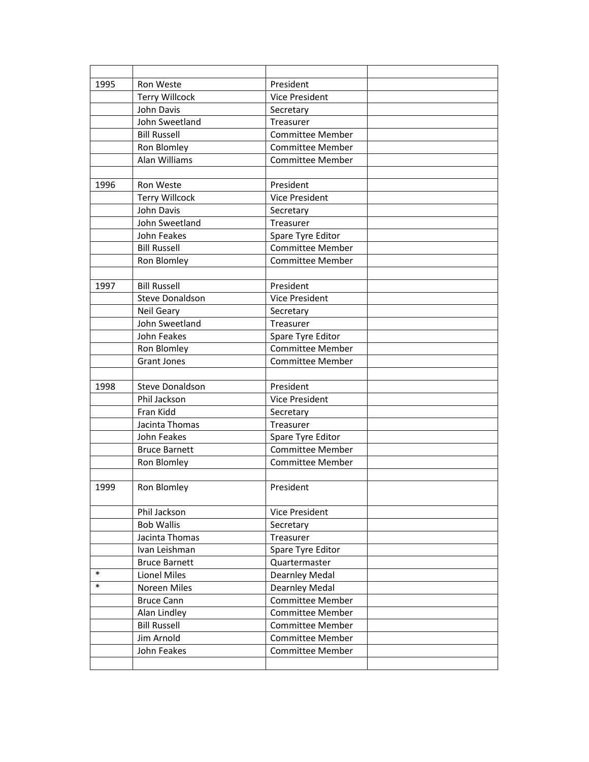| | | | |
|---|---|---|---|
| | | | |
| 1995 | Ron Weste | President | |
| | Terry Willcock | Vice President | |
| | John Davis | Secretary | |
| | John Sweetland | Treasurer | |
| | Bill Russell | Committee Member | |
| | Ron Blomley | Committee Member | |
| | Alan Williams | Committee Member | |
| | | | |
| 1996 | Ron Weste | President | |
| | Terry Willcock | Vice President | |
| | John Davis | Secretary | |
| | John Sweetland | Treasurer | |
| | John Feakes | Spare Tyre Editor | |
| | Bill Russell | Committee Member | |
| | Ron Blomley | Committee Member | |
| | | | |
| 1997 | Bill Russell | President | |
| | Steve Donaldson | Vice President | |
| | Neil Geary | Secretary | |
| | John Sweetland | Treasurer | |
| | John Feakes | Spare Tyre Editor | |
| | Ron Blomley | Committee Member | |
| | Grant Jones | Committee Member | |
| | | | |
| 1998 | Steve Donaldson | President | |
| | Phil Jackson | Vice President | |
| | Fran Kidd | Secretary | |
| | Jacinta Thomas | Treasurer | |
| | John Feakes | Spare Tyre Editor | |
| | Bruce Barnett | Committee Member | |
| | Ron Blomley | Committee Member | |
| | | | |
| 1999 | Ron Blomley | President | |
| | Phil Jackson | Vice President | |
| | Bob Wallis | Secretary | |
| | Jacinta Thomas | Treasurer | |
| | Ivan Leishman | Spare Tyre Editor | |
| | Bruce Barnett | Quartermaster | |
| * | Lionel Miles | Dearnley Medal | |
| * | Noreen Miles | Dearnley Medal | |
| | Bruce Cann | Committee Member | |
| | Alan Lindley | Committee Member | |
| | Bill Russell | Committee Member | |
| | Jim Arnold | Committee Member | |
| | John Feakes | Committee Member | |
| | | | |